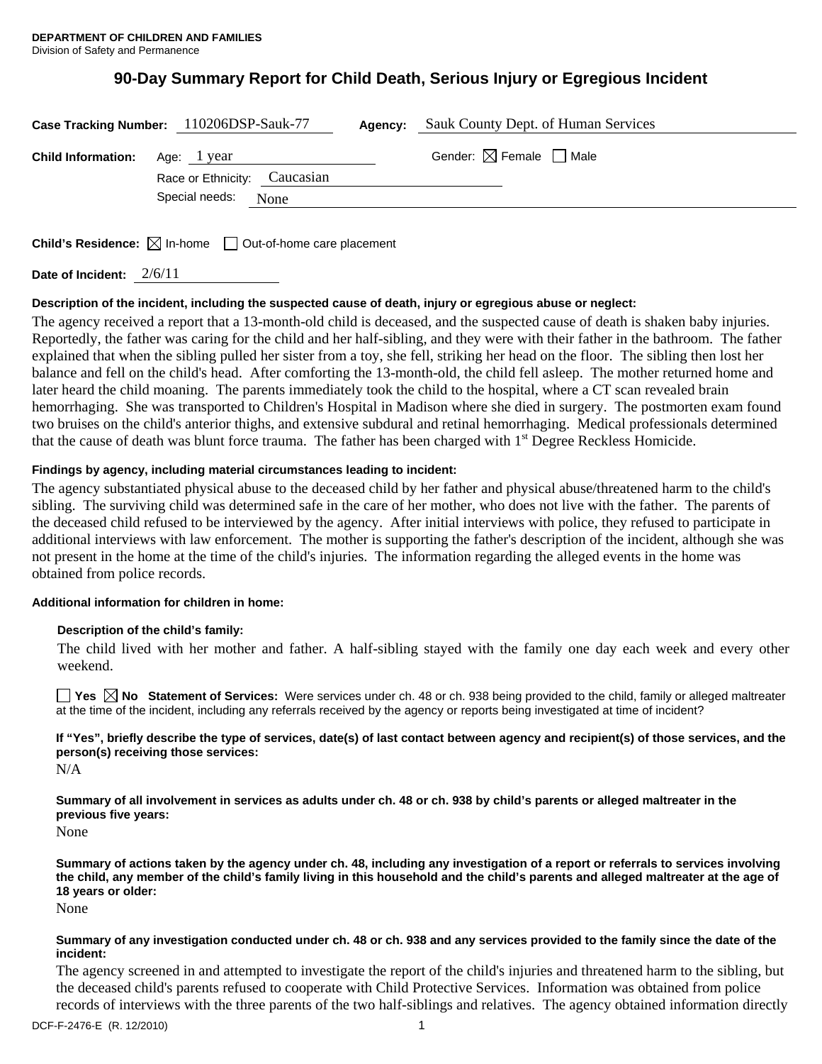**DEPARTMENT OF CHILDREN AND FAMILIES**
Division of Safety and Permanence

# 90-Day Summary Report for Child Death, Serious Injury or Egregious Incident

**Case Tracking Number:** 110206DSP-Sauk-77 **Agency:** Sauk County Dept. of Human Services

**Child Information:** Age: 1 year Gender: ☒ Female ☐ Male

Race or Ethnicity: Caucasian

Special needs: None

**Child's Residence:** ☒ In-home ☐ Out-of-home care placement

**Date of Incident:** 2/6/11

**Description of the incident, including the suspected cause of death, injury or egregious abuse or neglect:**

The agency received a report that a 13-month-old child is deceased, and the suspected cause of death is shaken baby injuries. Reportedly, the father was caring for the child and her half-sibling, and they were with their father in the bathroom. The father explained that when the sibling pulled her sister from a toy, she fell, striking her head on the floor. The sibling then lost her balance and fell on the child's head. After comforting the 13-month-old, the child fell asleep. The mother returned home and later heard the child moaning. The parents immediately took the child to the hospital, where a CT scan revealed brain hemorrhaging. She was transported to Children's Hospital in Madison where she died in surgery. The postmorten exam found two bruises on the child's anterior thighs, and extensive subdural and retinal hemorrhaging. Medical professionals determined that the cause of death was blunt force trauma. The father has been charged with 1st Degree Reckless Homicide.

**Findings by agency, including material circumstances leading to incident:**

The agency substantiated physical abuse to the deceased child by her father and physical abuse/threatened harm to the child's sibling. The surviving child was determined safe in the care of her mother, who does not live with the father. The parents of the deceased child refused to be interviewed by the agency. After initial interviews with police, they refused to participate in additional interviews with law enforcement. The mother is supporting the father's description of the incident, although she was not present in the home at the time of the child's injuries. The information regarding the alleged events in the home was obtained from police records.

**Additional information for children in home:**

**Description of the child's family:**

The child lived with her mother and father. A half-sibling stayed with the family one day each week and every other weekend.

☐ Yes ☒ No **Statement of Services:** Were services under ch. 48 or ch. 938 being provided to the child, family or alleged maltreater at the time of the incident, including any referrals received by the agency or reports being investigated at time of incident?

**If "Yes", briefly describe the type of services, date(s) of last contact between agency and recipient(s) of those services, and the person(s) receiving those services:**

N/A

**Summary of all involvement in services as adults under ch. 48 or ch. 938 by child's parents or alleged maltreater in the previous five years:**

None

**Summary of actions taken by the agency under ch. 48, including any investigation of a report or referrals to services involving the child, any member of the child's family living in this household and the child's parents and alleged maltreater at the age of 18 years or older:**

None

**Summary of any investigation conducted under ch. 48 or ch. 938 and any services provided to the family since the date of the incident:**

The agency screened in and attempted to investigate the report of the child's injuries and threatened harm to the sibling, but the deceased child's parents refused to cooperate with Child Protective Services. Information was obtained from police records of interviews with the three parents of the two half-siblings and relatives. The agency obtained information directly

DCF-F-2476-E (R. 12/2010)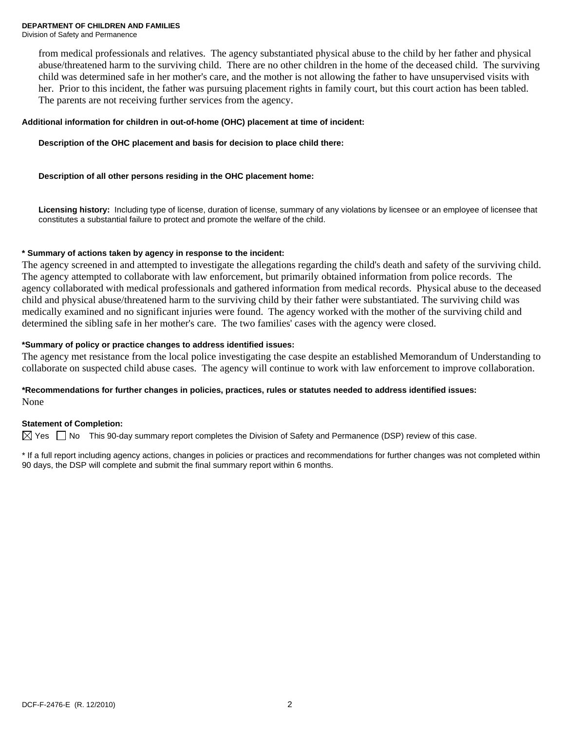from medical professionals and relatives. The agency substantiated physical abuse to the child by her father and physical abuse/threatened harm to the surviving child. There are no other children in the home of the deceased child. The surviving child was determined safe in her mother's care, and the mother is not allowing the father to have unsupervised visits with her. Prior to this incident, the father was pursuing placement rights in family court, but this court action has been tabled. The parents are not receiving further services from the agency.

**Additional information for children in out-of-home (OHC) placement at time of incident:**

**Description of the OHC placement and basis for decision to place child there:**

**Description of all other persons residing in the OHC placement home:**

**Licensing history:** Including type of license, duration of license, summary of any violations by licensee or an employee of licensee that constitutes a substantial failure to protect and promote the welfare of the child.

**\* Summary of actions taken by agency in response to the incident:**

The agency screened in and attempted to investigate the allegations regarding the child's death and safety of the surviving child. The agency attempted to collaborate with law enforcement, but primarily obtained information from police records. The agency collaborated with medical professionals and gathered information from medical records. Physical abuse to the deceased child and physical abuse/threatened harm to the surviving child by their father were substantiated. The surviving child was medically examined and no significant injuries were found. The agency worked with the mother of the surviving child and determined the sibling safe in her mother's care. The two families' cases with the agency were closed.

**\*Summary of policy or practice changes to address identified issues:**

The agency met resistance from the local police investigating the case despite an established Memorandum of Understanding to collaborate on suspected child abuse cases. The agency will continue to work with law enforcement to improve collaboration.

**\*Recommendations for further changes in policies, practices, rules or statutes needed to address identified issues:**

None

**Statement of Completion:**

☒ Yes ☐ No This 90-day summary report completes the Division of Safety and Permanence (DSP) review of this case.

\* If a full report including agency actions, changes in policies or practices and recommendations for further changes was not completed within 90 days, the DSP will complete and submit the final summary report within 6 months.

DCF-F-2476-E (R. 12/2010)